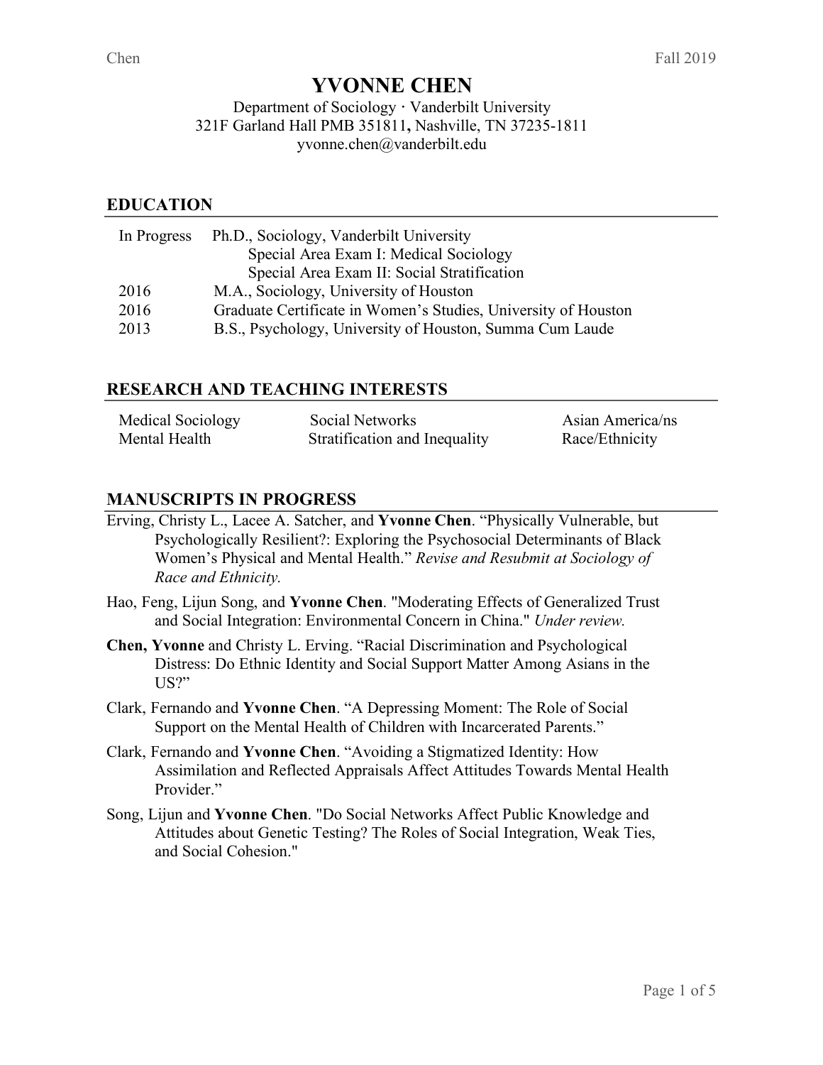# YVONNE CHEN

Department of Sociology · Vanderbilt University
321F Garland Hall PMB 351811, Nashville, TN 37235-1811
yvonne.chen@vanderbilt.edu

## EDUCATION

| | |
|---|---|
| In Progress | Ph.D., Sociology, Vanderbilt University<br>Special Area Exam I: Medical Sociology<br>Special Area Exam II: Social Stratification |
| 2016 | M.A., Sociology, University of Houston |
| 2016 | Graduate Certificate in Women's Studies, University of Houston |
| 2013 | B.S., Psychology, University of Houston, Summa Cum Laude |

## RESEARCH AND TEACHING INTERESTS

| | | |
|---|---|---|
| Medical Sociology | Social Networks | Asian America/ns |
| Mental Health | Stratification and Inequality | Race/Ethnicity |

## MANUSCRIPTS IN PROGRESS

Erving, Christy L., Lacee A. Satcher, and **Yvonne Chen**. "Physically Vulnerable, but Psychologically Resilient?: Exploring the Psychosocial Determinants of Black Women's Physical and Mental Health." *Revise and Resubmit at Sociology of Race and Ethnicity.*

Hao, Feng, Lijun Song, and **Yvonne Chen**. "Moderating Effects of Generalized Trust and Social Integration: Environmental Concern in China." *Under review.*

**Chen, Yvonne** and Christy L. Erving. "Racial Discrimination and Psychological Distress: Do Ethnic Identity and Social Support Matter Among Asians in the US?"

Clark, Fernando and **Yvonne Chen**. "A Depressing Moment: The Role of Social Support on the Mental Health of Children with Incarcerated Parents."

Clark, Fernando and **Yvonne Chen**. "Avoiding a Stigmatized Identity: How Assimilation and Reflected Appraisals Affect Attitudes Towards Mental Health Provider."

Song, Lijun and **Yvonne Chen**. "Do Social Networks Affect Public Knowledge and Attitudes about Genetic Testing? The Roles of Social Integration, Weak Ties, and Social Cohesion."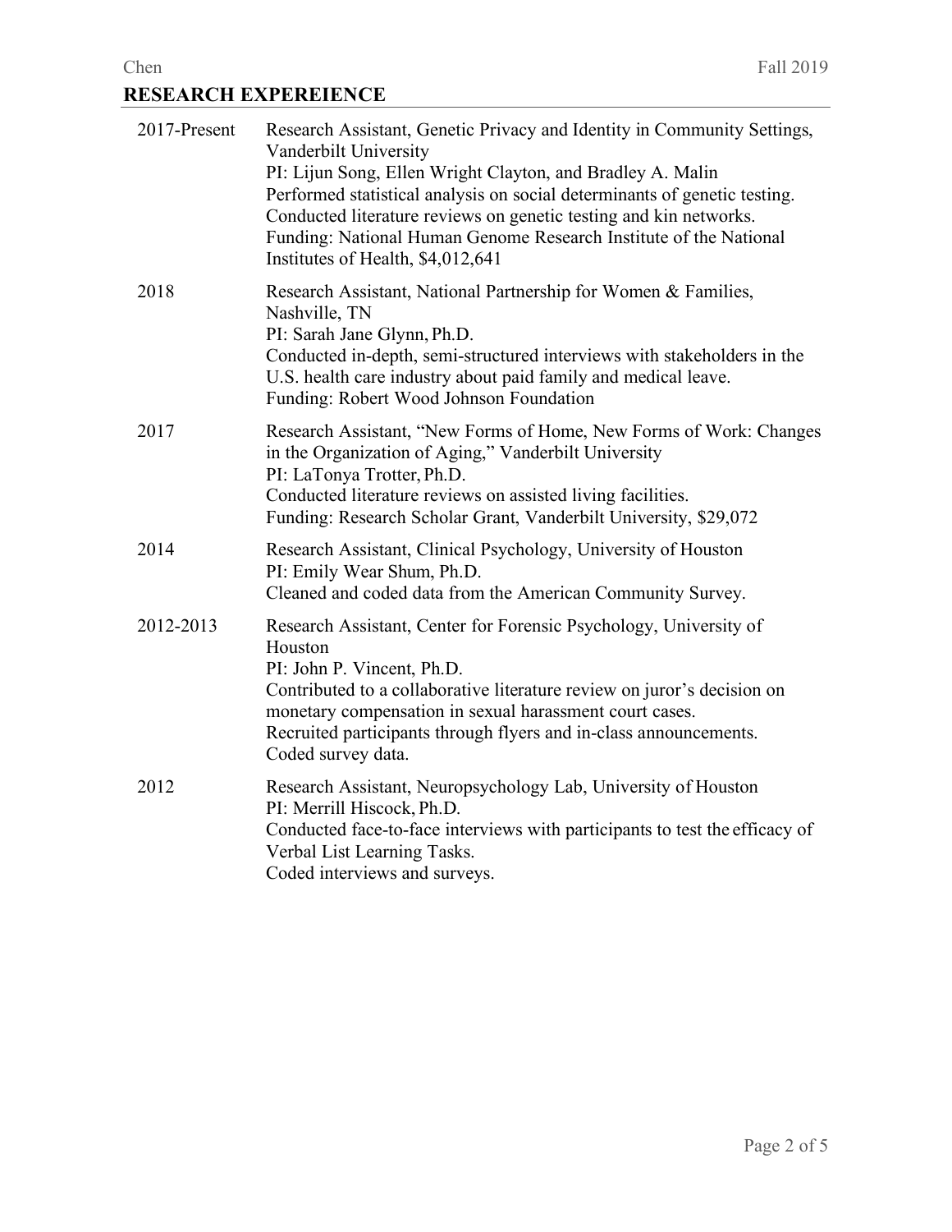## RESEARCH EXPEREIENCE

| | |
|---|---|
| 2017-Present | Research Assistant, Genetic Privacy and Identity in Community Settings, Vanderbilt University<br>PI: Lijun Song, Ellen Wright Clayton, and Bradley A. Malin<br>Performed statistical analysis on social determinants of genetic testing.<br>Conducted literature reviews on genetic testing and kin networks.<br>Funding: National Human Genome Research Institute of the National Institutes of Health, $4,012,641 |
| 2018 | Research Assistant, National Partnership for Women & Families, Nashville, TN<br>PI: Sarah Jane Glynn, Ph.D.<br>Conducted in-depth, semi-structured interviews with stakeholders in the U.S. health care industry about paid family and medical leave.<br>Funding: Robert Wood Johnson Foundation |
| 2017 | Research Assistant, "New Forms of Home, New Forms of Work: Changes in the Organization of Aging," Vanderbilt University<br>PI: LaTonya Trotter, Ph.D.<br>Conducted literature reviews on assisted living facilities.<br>Funding: Research Scholar Grant, Vanderbilt University, $29,072 |
| 2014 | Research Assistant, Clinical Psychology, University of Houston<br>PI: Emily Wear Shum, Ph.D.<br>Cleaned and coded data from the American Community Survey. |
| 2012-2013 | Research Assistant, Center for Forensic Psychology, University of Houston<br>PI: John P. Vincent, Ph.D.<br>Contributed to a collaborative literature review on juror's decision on monetary compensation in sexual harassment court cases.<br>Recruited participants through flyers and in-class announcements.<br>Coded survey data. |
| 2012 | Research Assistant, Neuropsychology Lab, University of Houston<br>PI: Merrill Hiscock, Ph.D.<br>Conducted face-to-face interviews with participants to test the efficacy of Verbal List Learning Tasks.<br>Coded interviews and surveys. |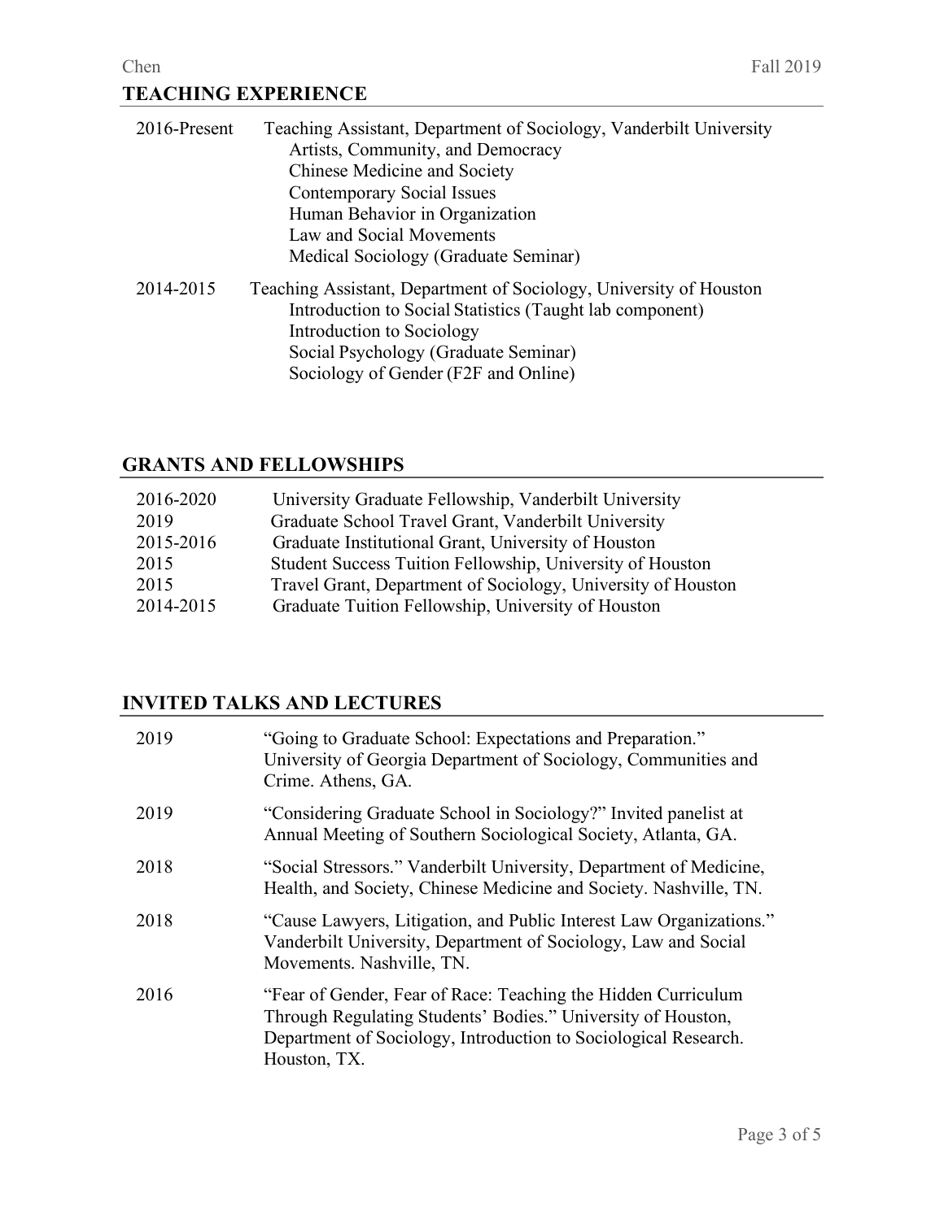## TEACHING EXPERIENCE

2016-Present Teaching Assistant, Department of Sociology, Vanderbilt University
- Artists, Community, and Democracy
- Chinese Medicine and Society
- Contemporary Social Issues
- Human Behavior in Organization
- Law and Social Movements
- Medical Sociology (Graduate Seminar)

2014-2015 Teaching Assistant, Department of Sociology, University of Houston
- Introduction to Social Statistics (Taught lab component)
- Introduction to Sociology
- Social Psychology (Graduate Seminar)
- Sociology of Gender (F2F and Online)

## GRANTS AND FELLOWSHIPS

| | |
|---|---|
| 2016-2020 | University Graduate Fellowship, Vanderbilt University |
| 2019 | Graduate School Travel Grant, Vanderbilt University |
| 2015-2016 | Graduate Institutional Grant, University of Houston |
| 2015 | Student Success Tuition Fellowship, University of Houston |
| 2015 | Travel Grant, Department of Sociology, University of Houston |
| 2014-2015 | Graduate Tuition Fellowship, University of Houston |

## INVITED TALKS AND LECTURES

2019 "Going to Graduate School: Expectations and Preparation." University of Georgia Department of Sociology, Communities and Crime. Athens, GA.

2019 "Considering Graduate School in Sociology?" Invited panelist at Annual Meeting of Southern Sociological Society, Atlanta, GA.

2018 "Social Stressors." Vanderbilt University, Department of Medicine, Health, and Society, Chinese Medicine and Society. Nashville, TN.

2018 "Cause Lawyers, Litigation, and Public Interest Law Organizations." Vanderbilt University, Department of Sociology, Law and Social Movements. Nashville, TN.

2016 "Fear of Gender, Fear of Race: Teaching the Hidden Curriculum Through Regulating Students' Bodies." University of Houston, Department of Sociology, Introduction to Sociological Research. Houston, TX.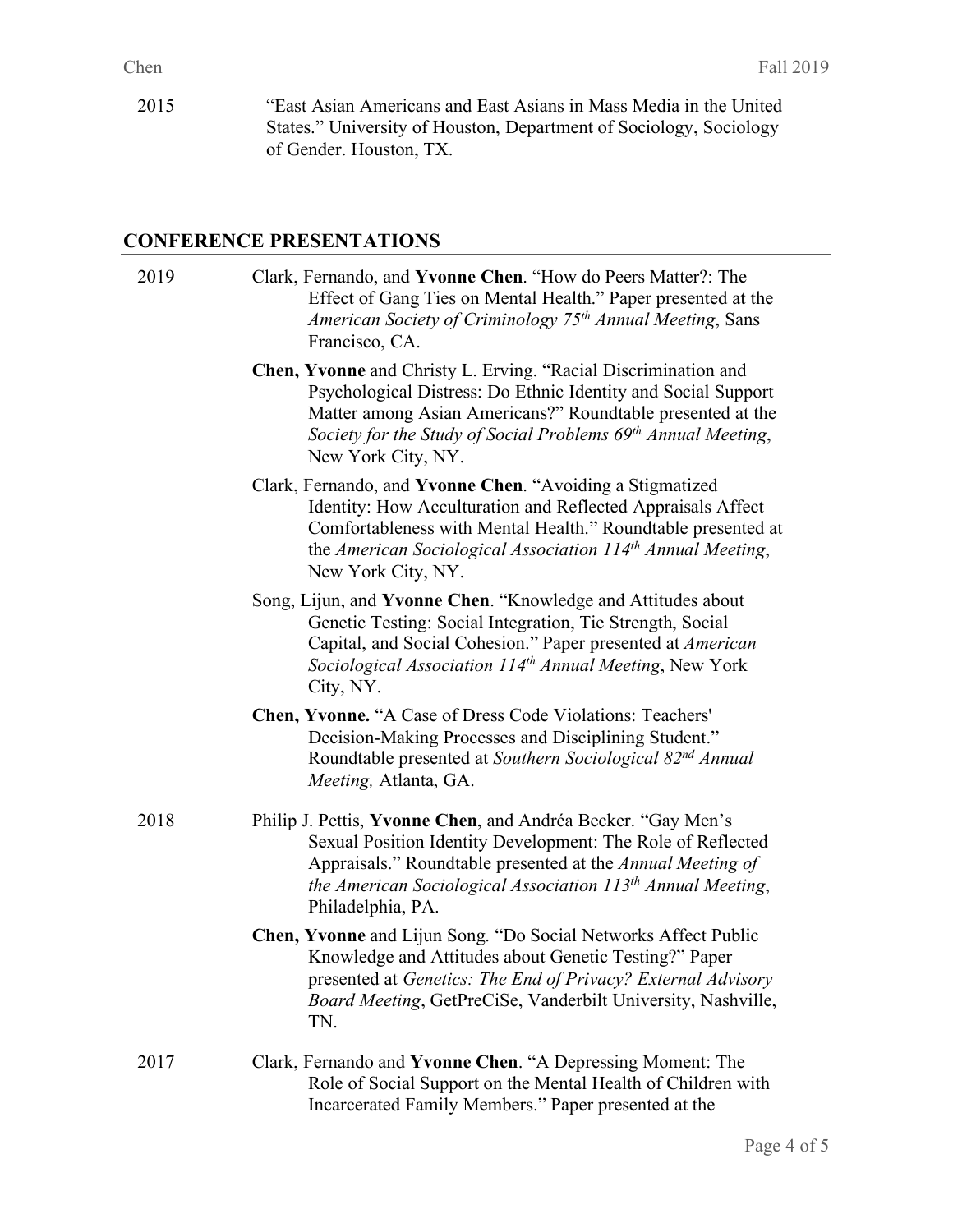2015 — "East Asian Americans and East Asians in Mass Media in the United States." University of Houston, Department of Sociology, Sociology of Gender. Houston, TX.

## CONFERENCE PRESENTATIONS

**2019**

Clark, Fernando, and **Yvonne Chen**. "How do Peers Matter?: The Effect of Gang Ties on Mental Health." Paper presented at the *American Society of Criminology 75th Annual Meeting*, Sans Francisco, CA.

**Chen, Yvonne** and Christy L. Erving. "Racial Discrimination and Psychological Distress: Do Ethnic Identity and Social Support Matter among Asian Americans?" Roundtable presented at the *Society for the Study of Social Problems 69th Annual Meeting*, New York City, NY.

Clark, Fernando, and **Yvonne Chen**. "Avoiding a Stigmatized Identity: How Acculturation and Reflected Appraisals Affect Comfortableness with Mental Health." Roundtable presented at the *American Sociological Association 114th Annual Meeting*, New York City, NY.

Song, Lijun, and **Yvonne Chen**. "Knowledge and Attitudes about Genetic Testing: Social Integration, Tie Strength, Social Capital, and Social Cohesion." Paper presented at *American Sociological Association 114th Annual Meeting*, New York City, NY.

**Chen, Yvonne.** "A Case of Dress Code Violations: Teachers' Decision-Making Processes and Disciplining Student." Roundtable presented at *Southern Sociological 82nd Annual Meeting,* Atlanta, GA.

**2018**

Philip J. Pettis, **Yvonne Chen**, and Andréa Becker. "Gay Men's Sexual Position Identity Development: The Role of Reflected Appraisals." Roundtable presented at the *Annual Meeting of the American Sociological Association 113th Annual Meeting*, Philadelphia, PA.

**Chen, Yvonne** and Lijun Song. "Do Social Networks Affect Public Knowledge and Attitudes about Genetic Testing?" Paper presented at *Genetics: The End of Privacy? External Advisory Board Meeting*, GetPreCiSe, Vanderbilt University, Nashville, TN.

**2017**

Clark, Fernando and **Yvonne Chen**. "A Depressing Moment: The Role of Social Support on the Mental Health of Children with Incarcerated Family Members." Paper presented at the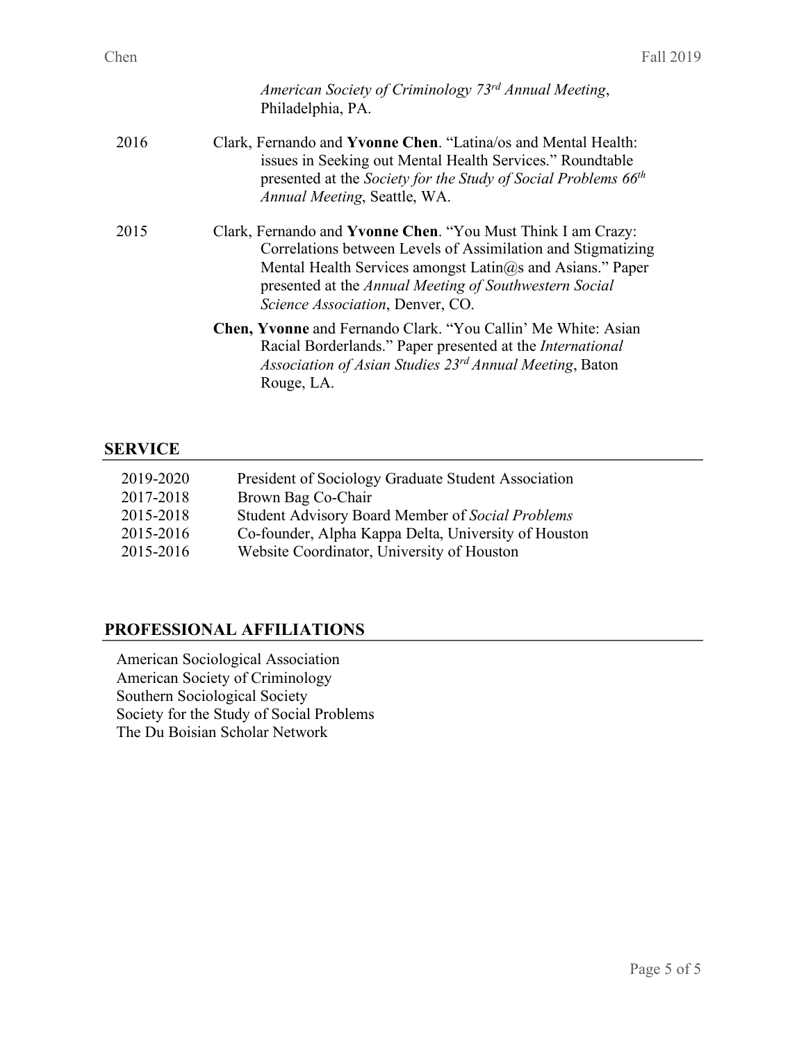*American Society of Criminology 73rd Annual Meeting*, Philadelphia, PA.

2016 Clark, Fernando and **Yvonne Chen**. "Latina/os and Mental Health: issues in Seeking out Mental Health Services." Roundtable presented at the *Society for the Study of Social Problems 66th Annual Meeting*, Seattle, WA.

2015 Clark, Fernando and **Yvonne Chen**. "You Must Think I am Crazy: Correlations between Levels of Assimilation and Stigmatizing Mental Health Services amongst Latin@s and Asians." Paper presented at the *Annual Meeting of Southwestern Social Science Association*, Denver, CO.

**Chen, Yvonne** and Fernando Clark. "You Callin' Me White: Asian Racial Borderlands." Paper presented at the *International Association of Asian Studies 23rd Annual Meeting*, Baton Rouge, LA.

## SERVICE

| | |
|---|---|
| 2019-2020 | President of Sociology Graduate Student Association |
| 2017-2018 | Brown Bag Co-Chair |
| 2015-2018 | Student Advisory Board Member of *Social Problems* |
| 2015-2016 | Co-founder, Alpha Kappa Delta, University of Houston |
| 2015-2016 | Website Coordinator, University of Houston |

## PROFESSIONAL AFFILIATIONS

American Sociological Association
American Society of Criminology
Southern Sociological Society
Society for the Study of Social Problems
The Du Boisian Scholar Network